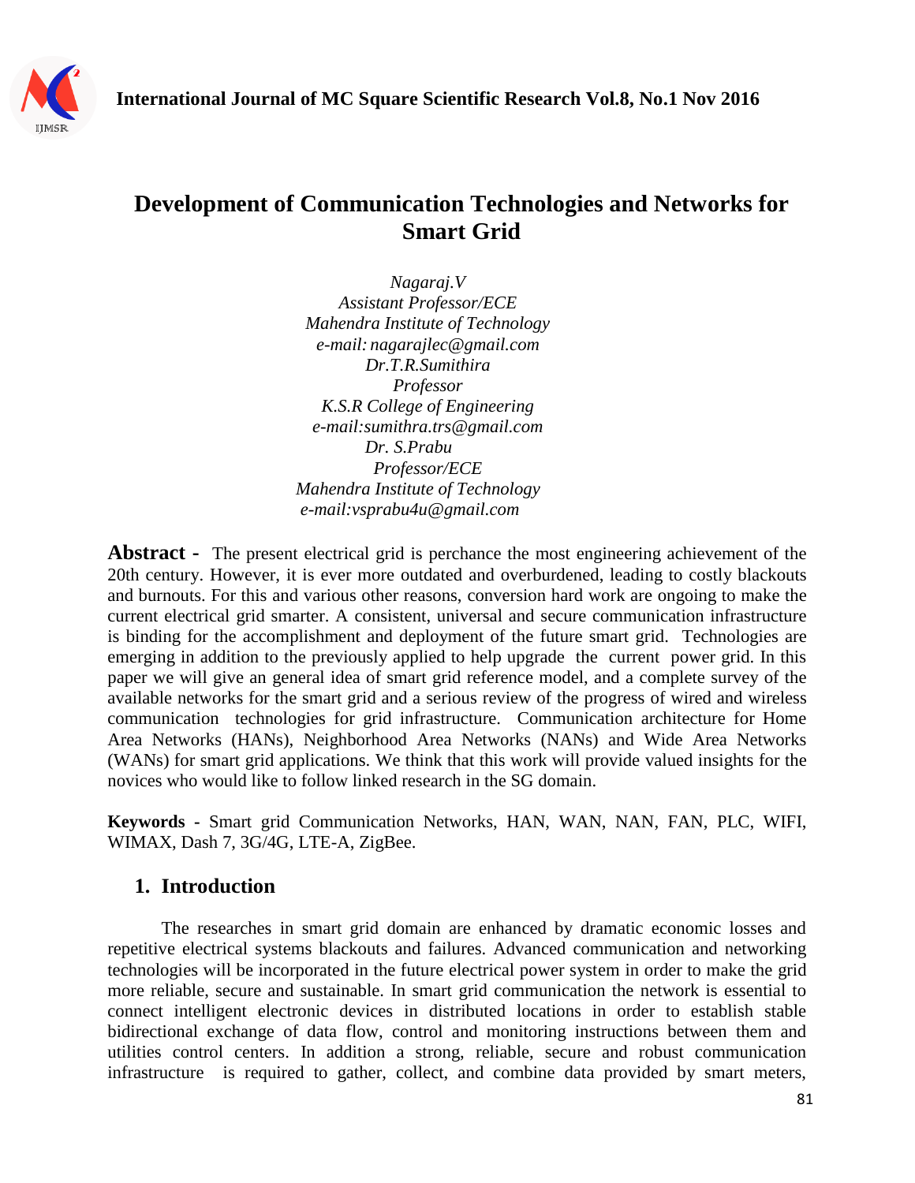# Development of Communication Technologies and Networks for Smart Grid

*Nagaraj.V*
*Assistant Professor/ECE*
*Mahendra Institute of Technology*
*e-mail: nagarajlec@gmail.com*
*Dr.T.R.Sumithira*
*Professor*
*K.S.R College of Engineering*
*e-mail:sumithra.trs@gmail.com*
*Dr. S.Prabu*
*Professor/ECE*
*Mahendra Institute of Technology*
*e-mail:vsprabu4u@gmail.com*

**Abstract -** The present electrical grid is perchance the most engineering achievement of the 20th century. However, it is ever more outdated and overburdened, leading to costly blackouts and burnouts. For this and various other reasons, conversion hard work are ongoing to make the current electrical grid smarter. A consistent, universal and secure communication infrastructure is binding for the accomplishment and deployment of the future smart grid. Technologies are emerging in addition to the previously applied to help upgrade the current power grid. In this paper we will give an general idea of smart grid reference model, and a complete survey of the available networks for the smart grid and a serious review of the progress of wired and wireless communication technologies for grid infrastructure. Communication architecture for Home Area Networks (HANs), Neighborhood Area Networks (NANs) and Wide Area Networks (WANs) for smart grid applications. We think that this work will provide valued insights for the novices who would like to follow linked research in the SG domain.

**Keywords** - Smart grid Communication Networks, HAN, WAN, NAN, FAN, PLC, WIFI, WIMAX, Dash 7, 3G/4G, LTE-A, ZigBee.

## 1. Introduction

The researches in smart grid domain are enhanced by dramatic economic losses and repetitive electrical systems blackouts and failures. Advanced communication and networking technologies will be incorporated in the future electrical power system in order to make the grid more reliable, secure and sustainable. In smart grid communication the network is essential to connect intelligent electronic devices in distributed locations in order to establish stable bidirectional exchange of data flow, control and monitoring instructions between them and utilities control centers. In addition a strong, reliable, secure and robust communication infrastructure is required to gather, collect, and combine data provided by smart meters,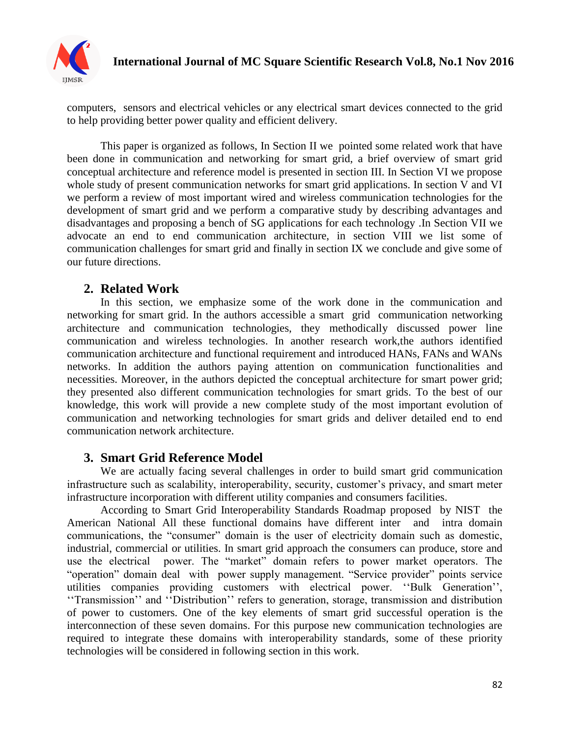computers, sensors and electrical vehicles or any electrical smart devices connected to the grid to help providing better power quality and efficient delivery.

This paper is organized as follows, In Section II we pointed some related work that have been done in communication and networking for smart grid, a brief overview of smart grid conceptual architecture and reference model is presented in section III. In Section VI we propose whole study of present communication networks for smart grid applications. In section V and VI we perform a review of most important wired and wireless communication technologies for the development of smart grid and we perform a comparative study by describing advantages and disadvantages and proposing a bench of SG applications for each technology .In Section VII we advocate an end to end communication architecture, in section VIII we list some of communication challenges for smart grid and finally in section IX we conclude and give some of our future directions.

## 2. Related Work

In this section, we emphasize some of the work done in the communication and networking for smart grid. In the authors accessible a smart grid communication networking architecture and communication technologies, they methodically discussed power line communication and wireless technologies. In another research work,the authors identified communication architecture and functional requirement and introduced HANs, FANs and WANs networks. In addition the authors paying attention on communication functionalities and necessities. Moreover, in the authors depicted the conceptual architecture for smart power grid; they presented also different communication technologies for smart grids. To the best of our knowledge, this work will provide a new complete study of the most important evolution of communication and networking technologies for smart grids and deliver detailed end to end communication network architecture.

## 3. Smart Grid Reference Model

We are actually facing several challenges in order to build smart grid communication infrastructure such as scalability, interoperability, security, customer's privacy, and smart meter infrastructure incorporation with different utility companies and consumers facilities.

According to Smart Grid Interoperability Standards Roadmap proposed by NIST the American National All these functional domains have different inter and intra domain communications, the "consumer" domain is the user of electricity domain such as domestic, industrial, commercial or utilities. In smart grid approach the consumers can produce, store and use the electrical power. The "market" domain refers to power market operators. The "operation" domain deal with power supply management. "Service provider" points service utilities companies providing customers with electrical power. ''Bulk Generation'', ''Transmission'' and ''Distribution'' refers to generation, storage, transmission and distribution of power to customers. One of the key elements of smart grid successful operation is the interconnection of these seven domains. For this purpose new communication technologies are required to integrate these domains with interoperability standards, some of these priority technologies will be considered in following section in this work.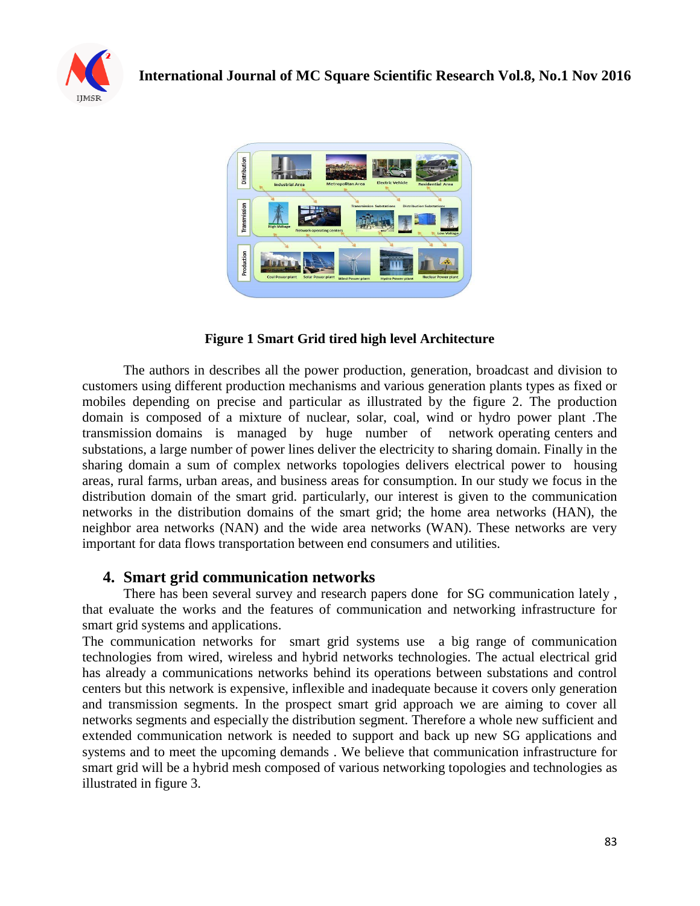**Figure 1 Smart Grid tired high level Architecture**

The authors in describes all the power production, generation, broadcast and division to customers using different production mechanisms and various generation plants types as fixed or mobiles depending on precise and particular as illustrated by the figure 2. The production domain is composed of a mixture of nuclear, solar, coal, wind or hydro power plant .The transmission domains is managed by huge number of network operating centers and substations, a large number of power lines deliver the electricity to sharing domain. Finally in the sharing domain a sum of complex networks topologies delivers electrical power to housing areas, rural farms, urban areas, and business areas for consumption. In our study we focus in the distribution domain of the smart grid. particularly, our interest is given to the communication networks in the distribution domains of the smart grid; the home area networks (HAN), the neighbor area networks (NAN) and the wide area networks (WAN). These networks are very important for data flows transportation between end consumers and utilities.

## 4. Smart grid communication networks

There has been several survey and research papers done for SG communication lately , that evaluate the works and the features of communication and networking infrastructure for smart grid systems and applications.

The communication networks for smart grid systems use a big range of communication technologies from wired, wireless and hybrid networks technologies. The actual electrical grid has already a communications networks behind its operations between substations and control centers but this network is expensive, inflexible and inadequate because it covers only generation and transmission segments. In the prospect smart grid approach we are aiming to cover all networks segments and especially the distribution segment. Therefore a whole new sufficient and extended communication network is needed to support and back up new SG applications and systems and to meet the upcoming demands . We believe that communication infrastructure for smart grid will be a hybrid mesh composed of various networking topologies and technologies as illustrated in figure 3.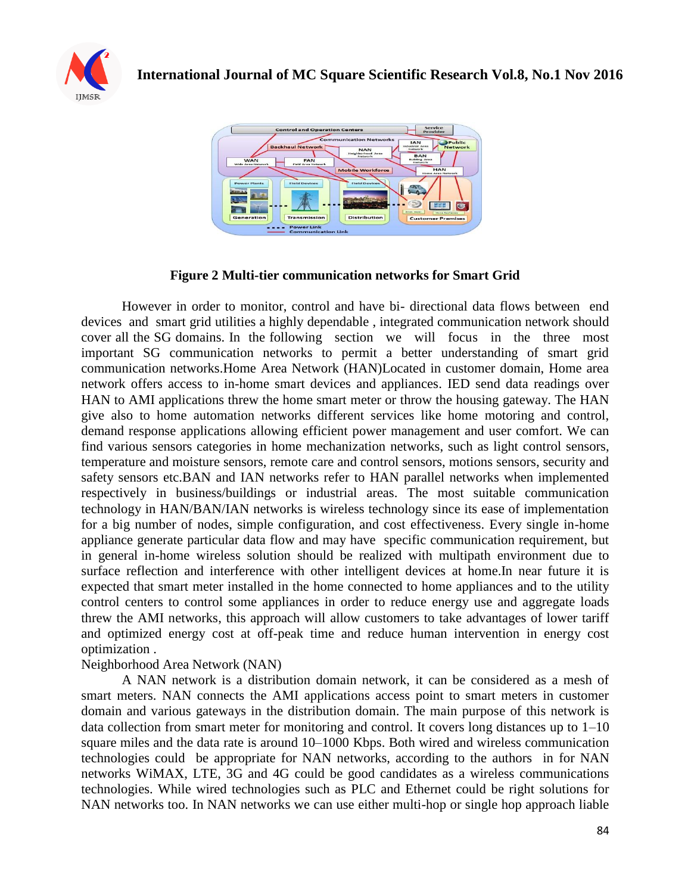**Figure 2 Multi-tier communication networks for Smart Grid**

However in order to monitor, control and have bi- directional data flows between end devices and smart grid utilities a highly dependable , integrated communication network should cover all the SG domains. In the following section we will focus in the three most important SG communication networks to permit a better understanding of smart grid communication networks.Home Area Network (HAN)Located in customer domain, Home area network offers access to in-home smart devices and appliances. IED send data readings over HAN to AMI applications threw the home smart meter or throw the housing gateway. The HAN give also to home automation networks different services like home motoring and control, demand response applications allowing efficient power management and user comfort. We can find various sensors categories in home mechanization networks, such as light control sensors, temperature and moisture sensors, remote care and control sensors, motions sensors, security and safety sensors etc.BAN and IAN networks refer to HAN parallel networks when implemented respectively in business/buildings or industrial areas. The most suitable communication technology in HAN/BAN/IAN networks is wireless technology since its ease of implementation for a big number of nodes, simple configuration, and cost effectiveness. Every single in-home appliance generate particular data flow and may have specific communication requirement, but in general in-home wireless solution should be realized with multipath environment due to surface reflection and interference with other intelligent devices at home.In near future it is expected that smart meter installed in the home connected to home appliances and to the utility control centers to control some appliances in order to reduce energy use and aggregate loads threw the AMI networks, this approach will allow customers to take advantages of lower tariff and optimized energy cost at off-peak time and reduce human intervention in energy cost optimization .

Neighborhood Area Network (NAN)

A NAN network is a distribution domain network, it can be considered as a mesh of smart meters. NAN connects the AMI applications access point to smart meters in customer domain and various gateways in the distribution domain. The main purpose of this network is data collection from smart meter for monitoring and control. It covers long distances up to 1–10 square miles and the data rate is around 10–1000 Kbps. Both wired and wireless communication technologies could be appropriate for NAN networks, according to the authors in for NAN networks WiMAX, LTE, 3G and 4G could be good candidates as a wireless communications technologies. While wired technologies such as PLC and Ethernet could be right solutions for NAN networks too. In NAN networks we can use either multi-hop or single hop approach liable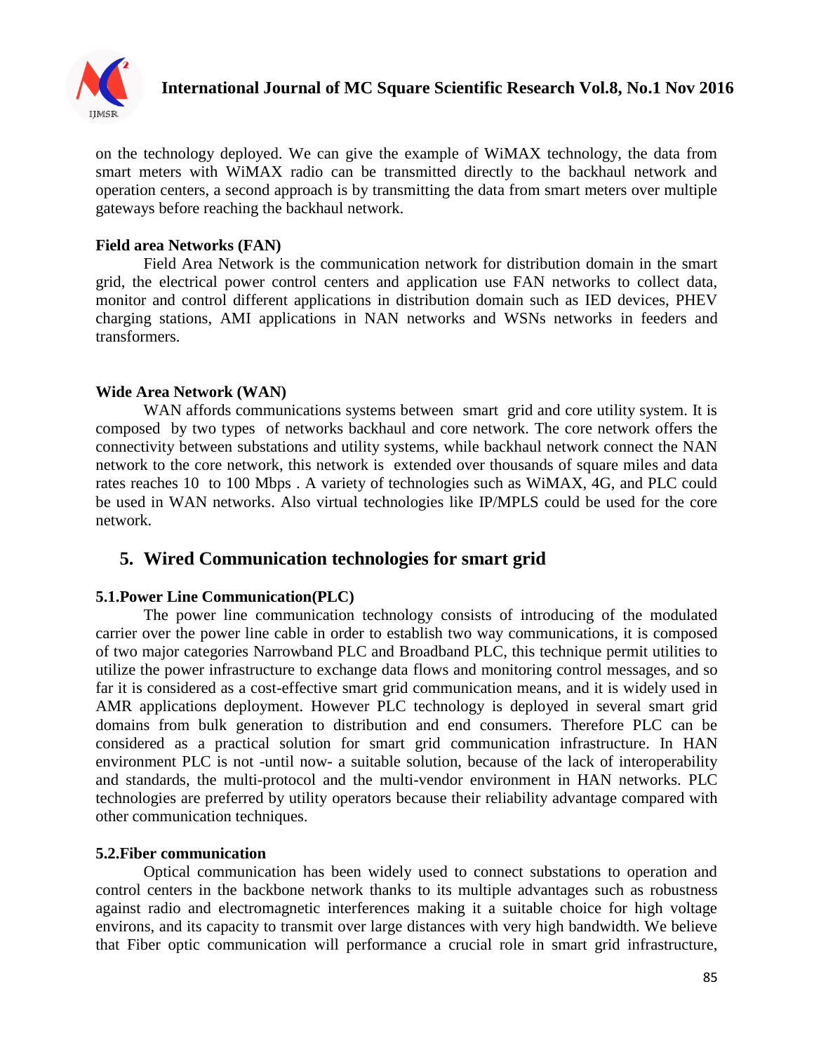on the technology deployed. We can give the example of WiMAX technology, the data from smart meters with WiMAX radio can be transmitted directly to the backhaul network and operation centers, a second approach is by transmitting the data from smart meters over multiple gateways before reaching the backhaul network.

**Field area Networks (FAN)**

Field Area Network is the communication network for distribution domain in the smart grid, the electrical power control centers and application use FAN networks to collect data, monitor and control different applications in distribution domain such as IED devices, PHEV charging stations, AMI applications in NAN networks and WSNs networks in feeders and transformers.

**Wide Area Network (WAN)**

WAN affords communications systems between smart grid and core utility system. It is composed by two types of networks backhaul and core network. The core network offers the connectivity between substations and utility systems, while backhaul network connect the NAN network to the core network, this network is extended over thousands of square miles and data rates reaches 10 to 100 Mbps . A variety of technologies such as WiMAX, 4G, and PLC could be used in WAN networks. Also virtual technologies like IP/MPLS could be used for the core network.

## 5. Wired Communication technologies for smart grid

### 5.1.Power Line Communication(PLC)

The power line communication technology consists of introducing of the modulated carrier over the power line cable in order to establish two way communications, it is composed of two major categories Narrowband PLC and Broadband PLC, this technique permit utilities to utilize the power infrastructure to exchange data flows and monitoring control messages, and so far it is considered as a cost-effective smart grid communication means, and it is widely used in AMR applications deployment. However PLC technology is deployed in several smart grid domains from bulk generation to distribution and end consumers. Therefore PLC can be considered as a practical solution for smart grid communication infrastructure. In HAN environment PLC is not -until now- a suitable solution, because of the lack of interoperability and standards, the multi-protocol and the multi-vendor environment in HAN networks. PLC technologies are preferred by utility operators because their reliability advantage compared with other communication techniques.

### 5.2.Fiber communication

Optical communication has been widely used to connect substations to operation and control centers in the backbone network thanks to its multiple advantages such as robustness against radio and electromagnetic interferences making it a suitable choice for high voltage environs, and its capacity to transmit over large distances with very high bandwidth. We believe that Fiber optic communication will performance a crucial role in smart grid infrastructure,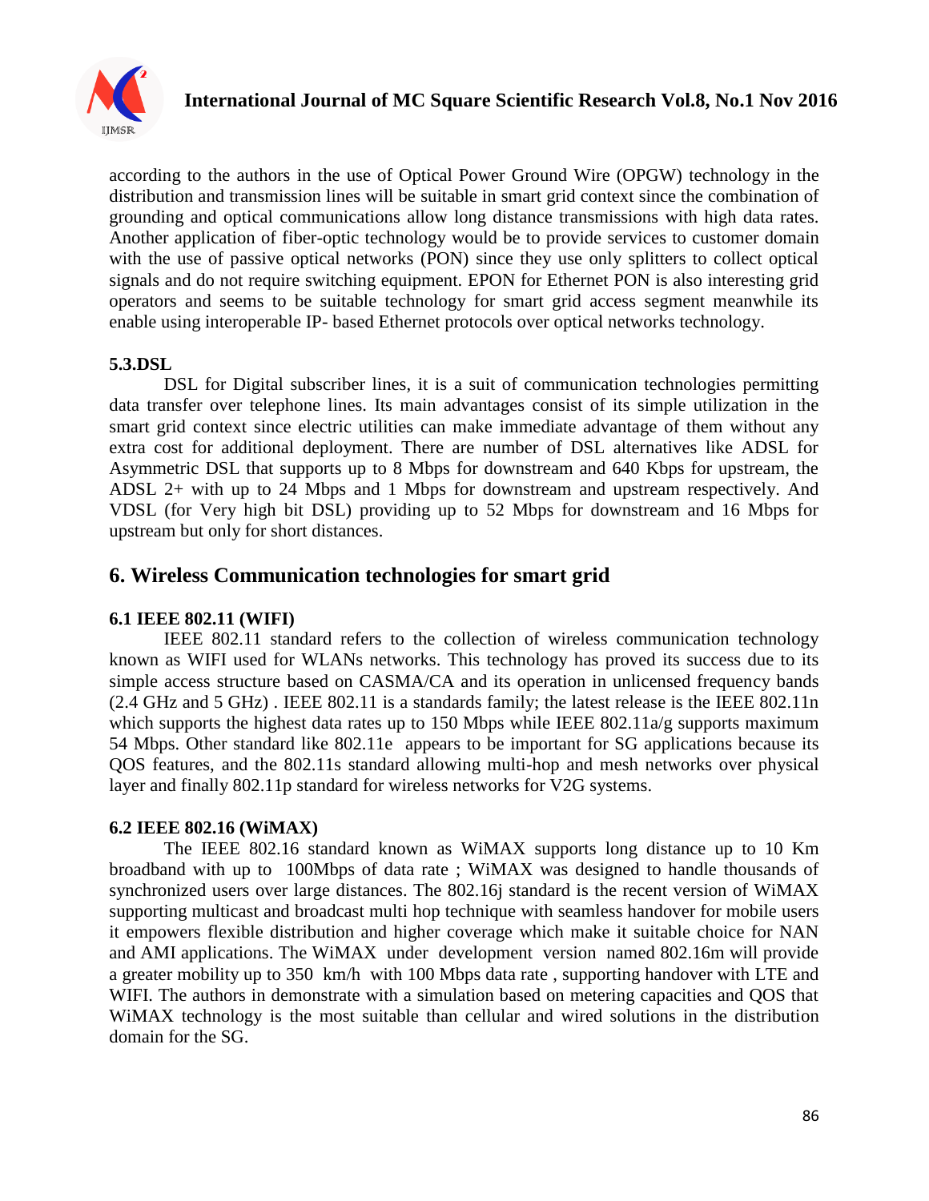according to the authors in the use of Optical Power Ground Wire (OPGW) technology in the distribution and transmission lines will be suitable in smart grid context since the combination of grounding and optical communications allow long distance transmissions with high data rates. Another application of fiber-optic technology would be to provide services to customer domain with the use of passive optical networks (PON) since they use only splitters to collect optical signals and do not require switching equipment. EPON for Ethernet PON is also interesting grid operators and seems to be suitable technology for smart grid access segment meanwhile its enable using interoperable IP- based Ethernet protocols over optical networks technology.

### 5.3.DSL

DSL for Digital subscriber lines, it is a suit of communication technologies permitting data transfer over telephone lines. Its main advantages consist of its simple utilization in the smart grid context since electric utilities can make immediate advantage of them without any extra cost for additional deployment. There are number of DSL alternatives like ADSL for Asymmetric DSL that supports up to 8 Mbps for downstream and 640 Kbps for upstream, the ADSL 2+ with up to 24 Mbps and 1 Mbps for downstream and upstream respectively. And VDSL (for Very high bit DSL) providing up to 52 Mbps for downstream and 16 Mbps for upstream but only for short distances.

## 6. Wireless Communication technologies for smart grid

### 6.1 IEEE 802.11 (WIFI)

IEEE 802.11 standard refers to the collection of wireless communication technology known as WIFI used for WLANs networks. This technology has proved its success due to its simple access structure based on CASMA/CA and its operation in unlicensed frequency bands (2.4 GHz and 5 GHz) . IEEE 802.11 is a standards family; the latest release is the IEEE 802.11n which supports the highest data rates up to 150 Mbps while IEEE 802.11a/g supports maximum 54 Mbps. Other standard like 802.11e appears to be important for SG applications because its QOS features, and the 802.11s standard allowing multi-hop and mesh networks over physical layer and finally 802.11p standard for wireless networks for V2G systems.

### 6.2 IEEE 802.16 (WiMAX)

The IEEE 802.16 standard known as WiMAX supports long distance up to 10 Km broadband with up to 100Mbps of data rate ; WiMAX was designed to handle thousands of synchronized users over large distances. The 802.16j standard is the recent version of WiMAX supporting multicast and broadcast multi hop technique with seamless handover for mobile users it empowers flexible distribution and higher coverage which make it suitable choice for NAN and AMI applications. The WiMAX under development version named 802.16m will provide a greater mobility up to 350 km/h with 100 Mbps data rate , supporting handover with LTE and WIFI. The authors in demonstrate with a simulation based on metering capacities and QOS that WiMAX technology is the most suitable than cellular and wired solutions in the distribution domain for the SG.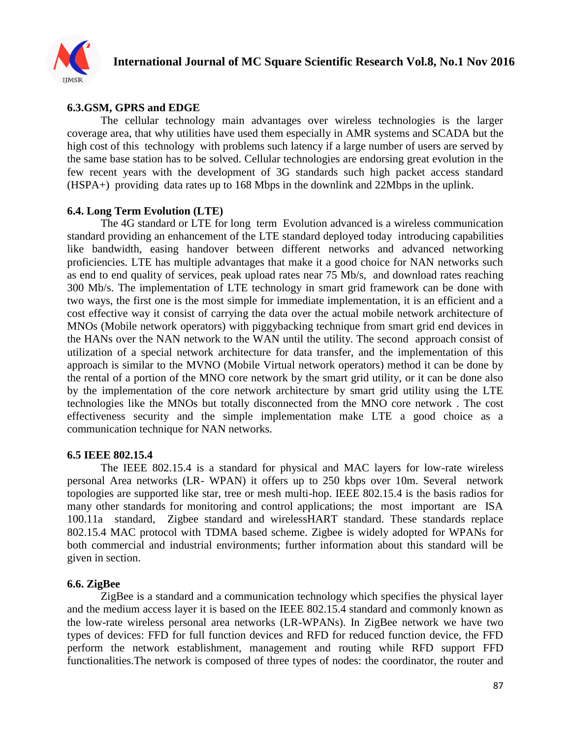### 6.3.GSM, GPRS and EDGE

The cellular technology main advantages over wireless technologies is the larger coverage area, that why utilities have used them especially in AMR systems and SCADA but the high cost of this technology with problems such latency if a large number of users are served by the same base station has to be solved. Cellular technologies are endorsing great evolution in the few recent years with the development of 3G standards such high packet access standard (HSPA+) providing data rates up to 168 Mbps in the downlink and 22Mbps in the uplink.

### 6.4. Long Term Evolution (LTE)

The 4G standard or LTE for long term Evolution advanced is a wireless communication standard providing an enhancement of the LTE standard deployed today introducing capabilities like bandwidth, easing handover between different networks and advanced networking proficiencies. LTE has multiple advantages that make it a good choice for NAN networks such as end to end quality of services, peak upload rates near 75 Mb/s, and download rates reaching 300 Mb/s. The implementation of LTE technology in smart grid framework can be done with two ways, the first one is the most simple for immediate implementation, it is an efficient and a cost effective way it consist of carrying the data over the actual mobile network architecture of MNOs (Mobile network operators) with piggybacking technique from smart grid end devices in the HANs over the NAN network to the WAN until the utility. The second approach consist of utilization of a special network architecture for data transfer, and the implementation of this approach is similar to the MVNO (Mobile Virtual network operators) method it can be done by the rental of a portion of the MNO core network by the smart grid utility, or it can be done also by the implementation of the core network architecture by smart grid utility using the LTE technologies like the MNOs but totally disconnected from the MNO core network . The cost effectiveness security and the simple implementation make LTE a good choice as a communication technique for NAN networks.

### 6.5 IEEE 802.15.4

The IEEE 802.15.4 is a standard for physical and MAC layers for low-rate wireless personal Area networks (LR- WPAN) it offers up to 250 kbps over 10m. Several network topologies are supported like star, tree or mesh multi-hop. IEEE 802.15.4 is the basis radios for many other standards for monitoring and control applications; the most important are ISA 100.11a standard, Zigbee standard and wirelessHART standard. These standards replace 802.15.4 MAC protocol with TDMA based scheme. Zigbee is widely adopted for WPANs for both commercial and industrial environments; further information about this standard will be given in section.

### 6.6. ZigBee

ZigBee is a standard and a communication technology which specifies the physical layer and the medium access layer it is based on the IEEE 802.15.4 standard and commonly known as the low-rate wireless personal area networks (LR-WPANs). In ZigBee network we have two types of devices: FFD for full function devices and RFD for reduced function device, the FFD perform the network establishment, management and routing while RFD support FFD functionalities.The network is composed of three types of nodes: the coordinator, the router and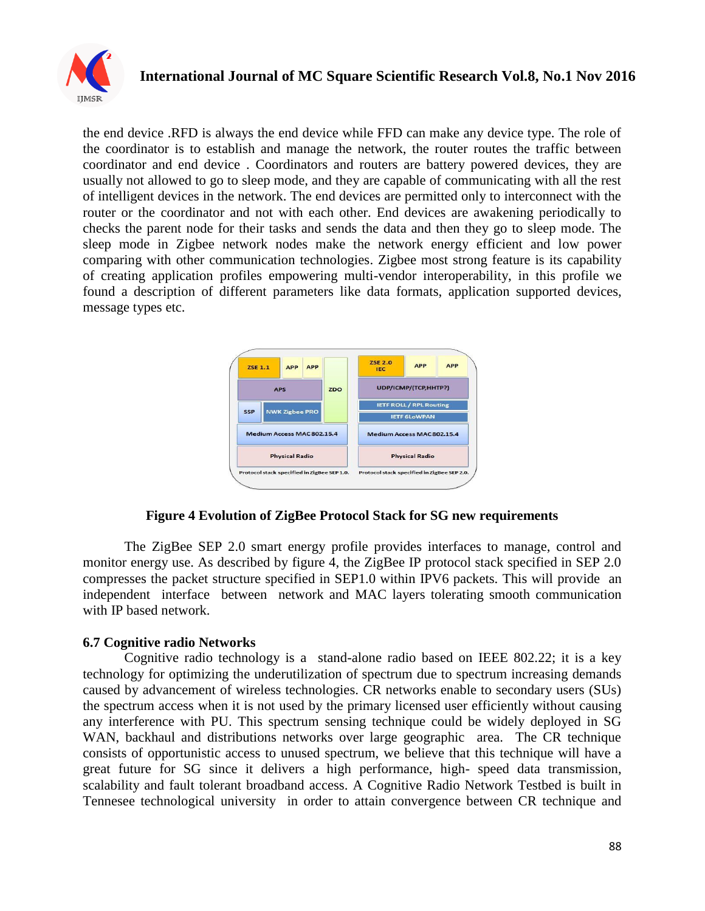the end device .RFD is always the end device while FFD can make any device type. The role of the coordinator is to establish and manage the network, the router routes the traffic between coordinator and end device . Coordinators and routers are battery powered devices, they are usually not allowed to go to sleep mode, and they are capable of communicating with all the rest of intelligent devices in the network. The end devices are permitted only to interconnect with the router or the coordinator and not with each other. End devices are awakening periodically to checks the parent node for their tasks and sends the data and then they go to sleep mode. The sleep mode in Zigbee network nodes make the network energy efficient and low power comparing with other communication technologies. Zigbee most strong feature is its capability of creating application profiles empowering multi-vendor interoperability, in this profile we found a description of different parameters like data formats, application supported devices, message types etc.

**Figure 4 Evolution of ZigBee Protocol Stack for SG new requirements**

The ZigBee SEP 2.0 smart energy profile provides interfaces to manage, control and monitor energy use. As described by figure 4, the ZigBee IP protocol stack specified in SEP 2.0 compresses the packet structure specified in SEP1.0 within IPV6 packets. This will provide an independent interface between network and MAC layers tolerating smooth communication with IP based network.

### 6.7 Cognitive radio Networks

Cognitive radio technology is a stand-alone radio based on IEEE 802.22; it is a key technology for optimizing the underutilization of spectrum due to spectrum increasing demands caused by advancement of wireless technologies. CR networks enable to secondary users (SUs) the spectrum access when it is not used by the primary licensed user efficiently without causing any interference with PU. This spectrum sensing technique could be widely deployed in SG WAN, backhaul and distributions networks over large geographic area. The CR technique consists of opportunistic access to unused spectrum, we believe that this technique will have a great future for SG since it delivers a high performance, high- speed data transmission, scalability and fault tolerant broadband access. A Cognitive Radio Network Testbed is built in Tennesee technological university in order to attain convergence between CR technique and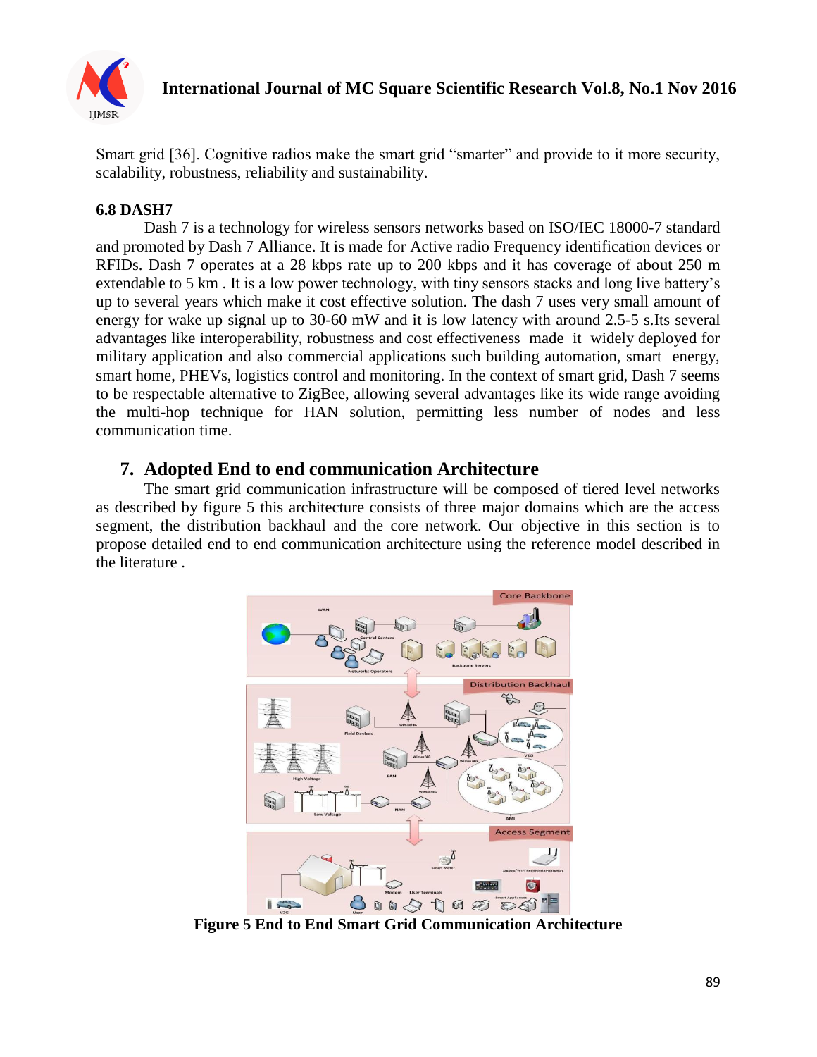Smart grid [36]. Cognitive radios make the smart grid "smarter" and provide to it more security, scalability, robustness, reliability and sustainability.

### 6.8 DASH7

Dash 7 is a technology for wireless sensors networks based on ISO/IEC 18000-7 standard and promoted by Dash 7 Alliance. It is made for Active radio Frequency identification devices or RFIDs. Dash 7 operates at a 28 kbps rate up to 200 kbps and it has coverage of about 250 m extendable to 5 km . It is a low power technology, with tiny sensors stacks and long live battery's up to several years which make it cost effective solution. The dash 7 uses very small amount of energy for wake up signal up to 30-60 mW and it is low latency with around 2.5-5 s.Its several advantages like interoperability, robustness and cost effectiveness made it widely deployed for military application and also commercial applications such building automation, smart energy, smart home, PHEVs, logistics control and monitoring. In the context of smart grid, Dash 7 seems to be respectable alternative to ZigBee, allowing several advantages like its wide range avoiding the multi-hop technique for HAN solution, permitting less number of nodes and less communication time.

## 7. Adopted End to end communication Architecture

The smart grid communication infrastructure will be composed of tiered level networks as described by figure 5 this architecture consists of three major domains which are the access segment, the distribution backhaul and the core network. Our objective in this section is to propose detailed end to end communication architecture using the reference model described in the literature .

**Figure 5 End to End Smart Grid Communication Architecture**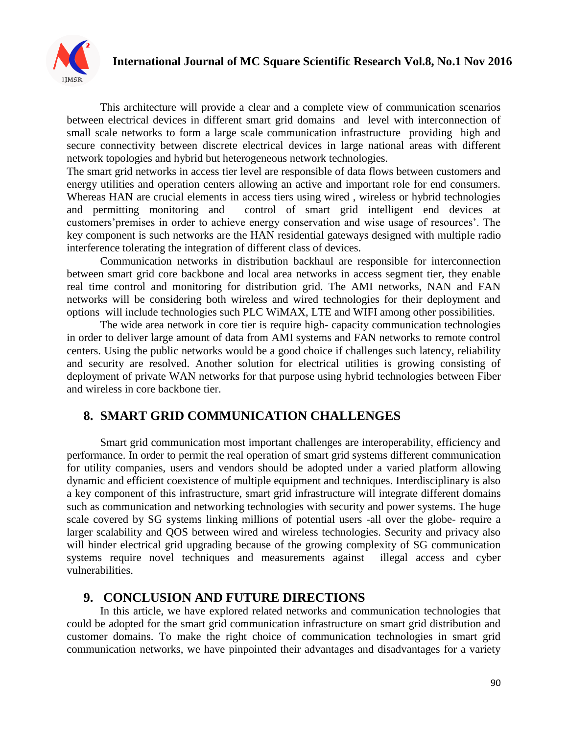This architecture will provide a clear and a complete view of communication scenarios between electrical devices in different smart grid domains and level with interconnection of small scale networks to form a large scale communication infrastructure providing high and secure connectivity between discrete electrical devices in large national areas with different network topologies and hybrid but heterogeneous network technologies.

The smart grid networks in access tier level are responsible of data flows between customers and energy utilities and operation centers allowing an active and important role for end consumers. Whereas HAN are crucial elements in access tiers using wired , wireless or hybrid technologies and permitting monitoring and control of smart grid intelligent end devices at customers'premises in order to achieve energy conservation and wise usage of resources'. The key component is such networks are the HAN residential gateways designed with multiple radio interference tolerating the integration of different class of devices.

Communication networks in distribution backhaul are responsible for interconnection between smart grid core backbone and local area networks in access segment tier, they enable real time control and monitoring for distribution grid. The AMI networks, NAN and FAN networks will be considering both wireless and wired technologies for their deployment and options will include technologies such PLC WiMAX, LTE and WIFI among other possibilities.

The wide area network in core tier is require high- capacity communication technologies in order to deliver large amount of data from AMI systems and FAN networks to remote control centers. Using the public networks would be a good choice if challenges such latency, reliability and security are resolved. Another solution for electrical utilities is growing consisting of deployment of private WAN networks for that purpose using hybrid technologies between Fiber and wireless in core backbone tier.

## 8. SMART GRID COMMUNICATION CHALLENGES

Smart grid communication most important challenges are interoperability, efficiency and performance. In order to permit the real operation of smart grid systems different communication for utility companies, users and vendors should be adopted under a varied platform allowing dynamic and efficient coexistence of multiple equipment and techniques. Interdisciplinary is also a key component of this infrastructure, smart grid infrastructure will integrate different domains such as communication and networking technologies with security and power systems. The huge scale covered by SG systems linking millions of potential users -all over the globe- require a larger scalability and QOS between wired and wireless technologies. Security and privacy also will hinder electrical grid upgrading because of the growing complexity of SG communication systems require novel techniques and measurements against illegal access and cyber vulnerabilities.

## 9. CONCLUSION AND FUTURE DIRECTIONS

In this article, we have explored related networks and communication technologies that could be adopted for the smart grid communication infrastructure on smart grid distribution and customer domains. To make the right choice of communication technologies in smart grid communication networks, we have pinpointed their advantages and disadvantages for a variety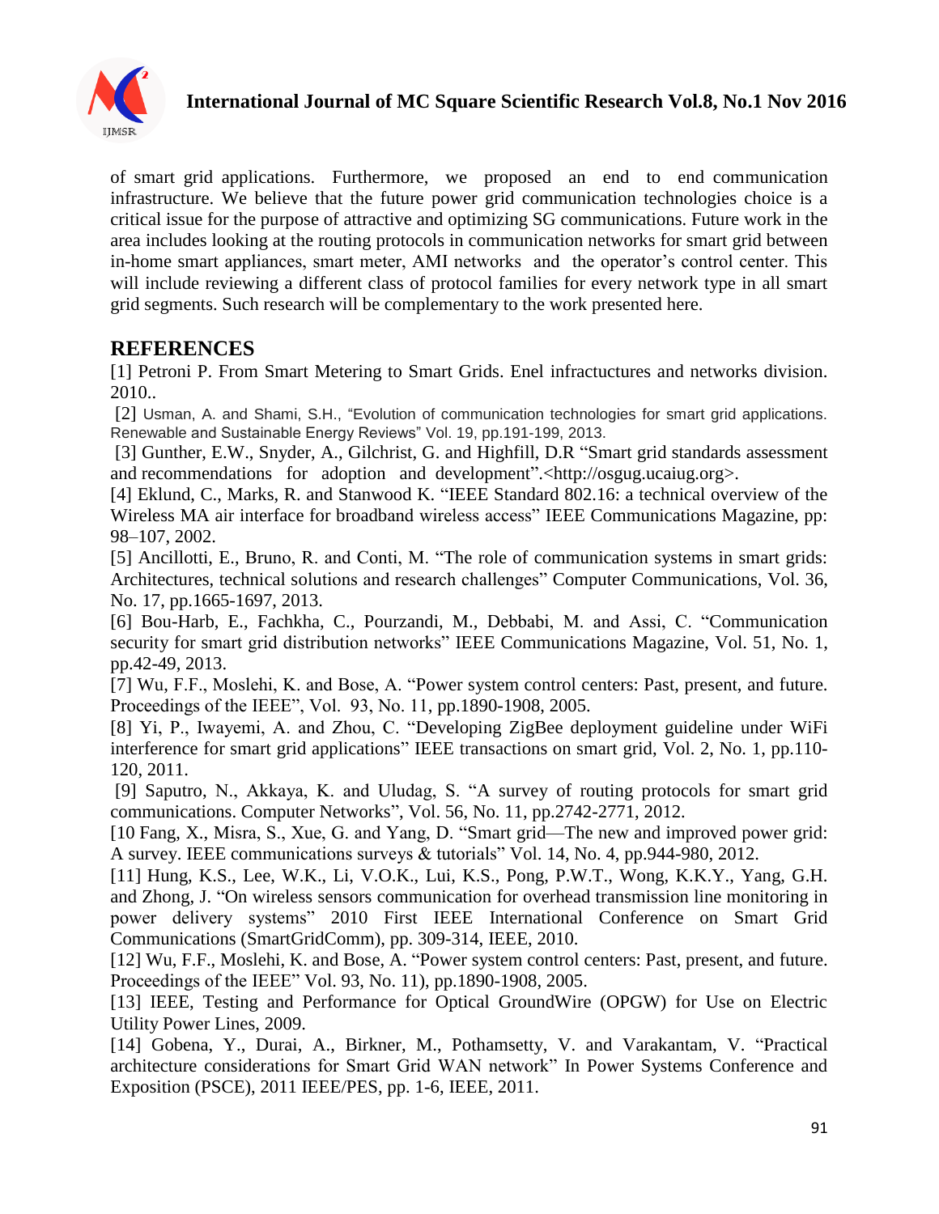of smart grid applications. Furthermore, we proposed an end to end communication infrastructure. We believe that the future power grid communication technologies choice is a critical issue for the purpose of attractive and optimizing SG communications. Future work in the area includes looking at the routing protocols in communication networks for smart grid between in-home smart appliances, smart meter, AMI networks and the operator's control center. This will include reviewing a different class of protocol families for every network type in all smart grid segments. Such research will be complementary to the work presented here.

## REFERENCES

[1] Petroni P. From Smart Metering to Smart Grids. Enel infractuctures and networks division. 2010..

[2] Usman, A. and Shami, S.H., "Evolution of communication technologies for smart grid applications. Renewable and Sustainable Energy Reviews" Vol. 19, pp.191-199, 2013.

[3] Gunther, E.W., Snyder, A., Gilchrist, G. and Highfill, D.R "Smart grid standards assessment and recommendations for adoption and development".<http://osgug.ucaiug.org>.

[4] Eklund, C., Marks, R. and Stanwood K. "IEEE Standard 802.16: a technical overview of the Wireless MA air interface for broadband wireless access" IEEE Communications Magazine, pp: 98–107, 2002.

[5] Ancillotti, E., Bruno, R. and Conti, M. "The role of communication systems in smart grids: Architectures, technical solutions and research challenges" Computer Communications, Vol. 36, No. 17, pp.1665-1697, 2013.

[6] Bou-Harb, E., Fachkha, C., Pourzandi, M., Debbabi, M. and Assi, C. "Communication security for smart grid distribution networks" IEEE Communications Magazine, Vol. 51, No. 1, pp.42-49, 2013.

[7] Wu, F.F., Moslehi, K. and Bose, A. "Power system control centers: Past, present, and future. Proceedings of the IEEE", Vol. 93, No. 11, pp.1890-1908, 2005.

[8] Yi, P., Iwayemi, A. and Zhou, C. "Developing ZigBee deployment guideline under WiFi interference for smart grid applications" IEEE transactions on smart grid, Vol. 2, No. 1, pp.110-120, 2011.

[9] Saputro, N., Akkaya, K. and Uludag, S. "A survey of routing protocols for smart grid communications. Computer Networks", Vol. 56, No. 11, pp.2742-2771, 2012.

[10 Fang, X., Misra, S., Xue, G. and Yang, D. "Smart grid—The new and improved power grid: A survey. IEEE communications surveys & tutorials" Vol. 14, No. 4, pp.944-980, 2012.

[11] Hung, K.S., Lee, W.K., Li, V.O.K., Lui, K.S., Pong, P.W.T., Wong, K.K.Y., Yang, G.H. and Zhong, J. "On wireless sensors communication for overhead transmission line monitoring in power delivery systems" 2010 First IEEE International Conference on Smart Grid Communications (SmartGridComm), pp. 309-314, IEEE, 2010.

[12] Wu, F.F., Moslehi, K. and Bose, A. "Power system control centers: Past, present, and future. Proceedings of the IEEE" Vol. 93, No. 11), pp.1890-1908, 2005.

[13] IEEE, Testing and Performance for Optical GroundWire (OPGW) for Use on Electric Utility Power Lines, 2009.

[14] Gobena, Y., Durai, A., Birkner, M., Pothamsetty, V. and Varakantam, V. "Practical architecture considerations for Smart Grid WAN network" In Power Systems Conference and Exposition (PSCE), 2011 IEEE/PES, pp. 1-6, IEEE, 2011.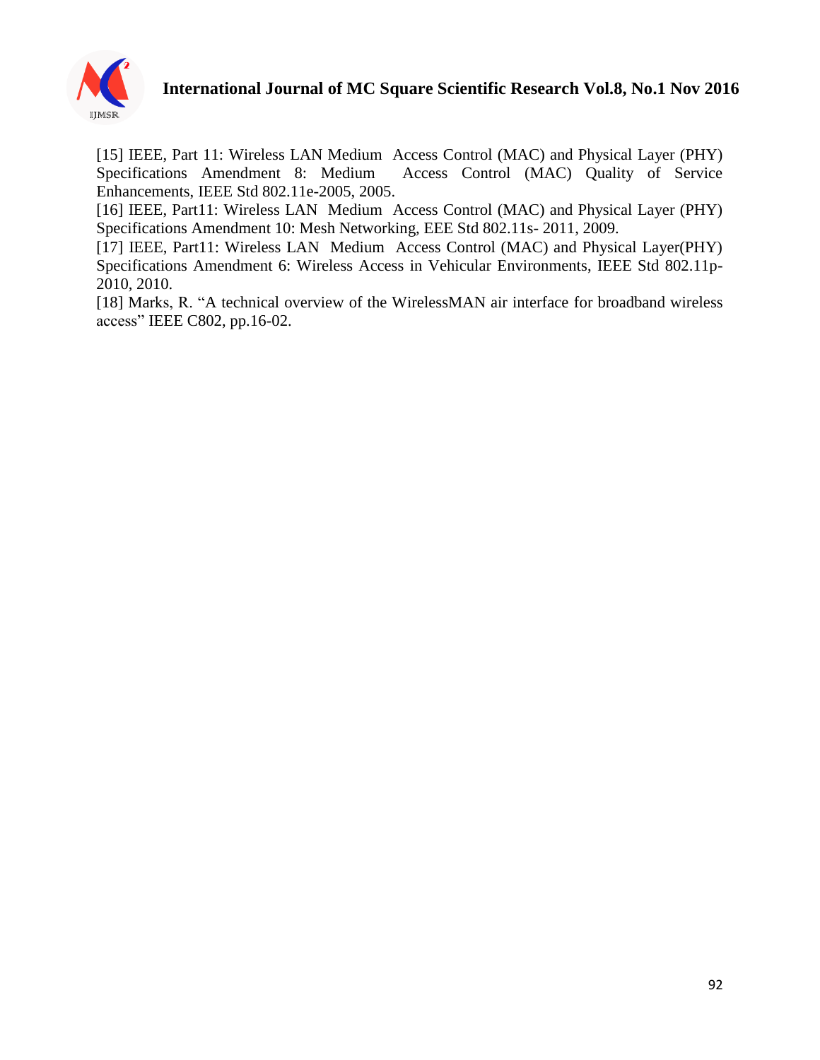[15] IEEE, Part 11: Wireless LAN Medium Access Control (MAC) and Physical Layer (PHY) Specifications Amendment 8: Medium Access Control (MAC) Quality of Service Enhancements, IEEE Std 802.11e-2005, 2005.

[16] IEEE, Part11: Wireless LAN Medium Access Control (MAC) and Physical Layer (PHY) Specifications Amendment 10: Mesh Networking, EEE Std 802.11s- 2011, 2009.

[17] IEEE, Part11: Wireless LAN Medium Access Control (MAC) and Physical Layer(PHY) Specifications Amendment 6: Wireless Access in Vehicular Environments, IEEE Std 802.11p-2010, 2010.

[18] Marks, R. "A technical overview of the WirelessMAN air interface for broadband wireless access" IEEE C802, pp.16-02.